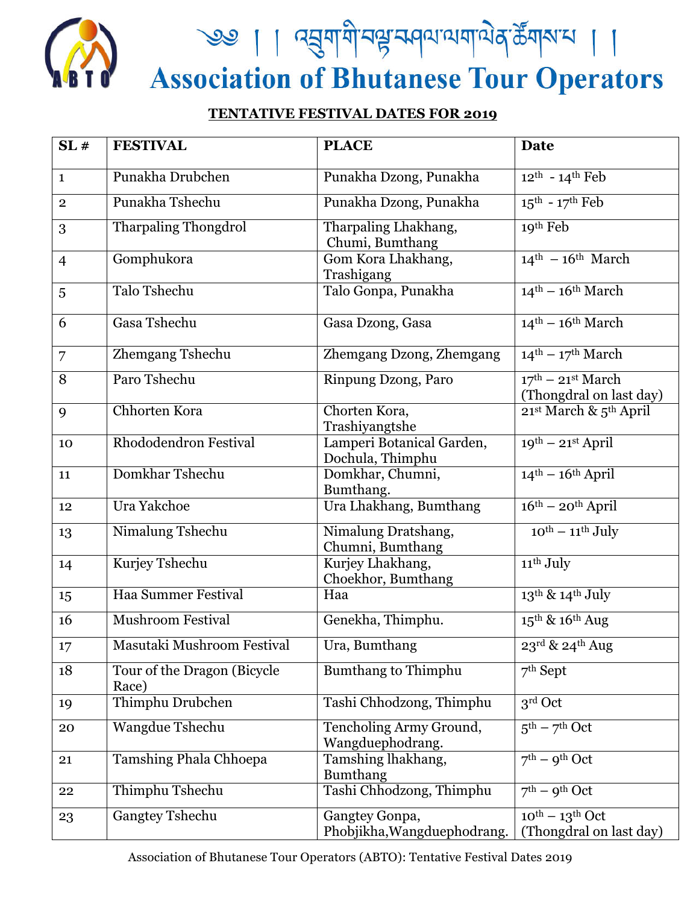# ༄༅། ། འབྲུག་གི་བསྐྱོད་སྐྱེལ་ལག་ལེན་ཚོགས་པ ། །

# Association of Bhutanese Tour Operators

**TENTATIVE FESTIVAL DATES FOR 2019**

| SL # | FESTIVAL | PLACE | Date |
|---|---|---|---|
| 1 | Punakha Drubchen | Punakha Dzong, Punakha | 12th - 14th Feb |
| 2 | Punakha Tshechu | Punakha Dzong, Punakha | 15th - 17th Feb |
| 3 | Tharpaling Thongdrol | Tharpaling Lhakhang, Chumi, Bumthang | 19th Feb |
| 4 | Gomphukora | Gom Kora Lhakhang, Trashigang | 14th – 16th March |
| 5 | Talo Tshechu | Talo Gonpa, Punakha | 14th – 16th March |
| 6 | Gasa Tshechu | Gasa Dzong, Gasa | 14th – 16th March |
| 7 | Zhemgang Tshechu | Zhemgang Dzong, Zhemgang | 14th – 17th March |
| 8 | Paro Tshechu | Rinpung Dzong, Paro | 17th – 21st March (Thongdral on last day) |
| 9 | Chhorten Kora | Chorten Kora, Trashiyangtshe | 21st March & 5th April |
| 10 | Rhododendron Festival | Lamperi Botanical Garden, Dochula, Thimphu | 19th – 21st April |
| 11 | Domkhar Tshechu | Domkhar, Chumni, Bumthang. | 14th – 16th April |
| 12 | Ura Yakchoe | Ura Lhakhang, Bumthang | 16th – 20th April |
| 13 | Nimalung Tshechu | Nimalung Dratshang, Chumni, Bumthang | 10th – 11th July |
| 14 | Kurjey Tshechu | Kurjey Lhakhang, Choekhor, Bumthang | 11th July |
| 15 | Haa Summer Festival | Haa | 13th & 14th July |
| 16 | Mushroom Festival | Genekha, Thimphu. | 15th & 16th Aug |
| 17 | Masutaki Mushroom Festival | Ura, Bumthang | 23rd & 24th Aug |
| 18 | Tour of the Dragon (Bicycle Race) | Bumthang to Thimphu | 7th Sept |
| 19 | Thimphu Drubchen | Tashi Chhodzong, Thimphu | 3rd Oct |
| 20 | Wangdue Tshechu | Tencholing Army Ground, Wangduephodrang. | 5th – 7th Oct |
| 21 | Tamshing Phala Chhoepa | Tamshing lhakhang, Bumthang | 7th – 9th Oct |
| 22 | Thimphu Tshechu | Tashi Chhodzong, Thimphu | 7th – 9th Oct |
| 23 | Gangtey Tshechu | Gangtey Gonpa, Phobjikha,Wangduephodrang. | 10th – 13th Oct (Thongdral on last day) |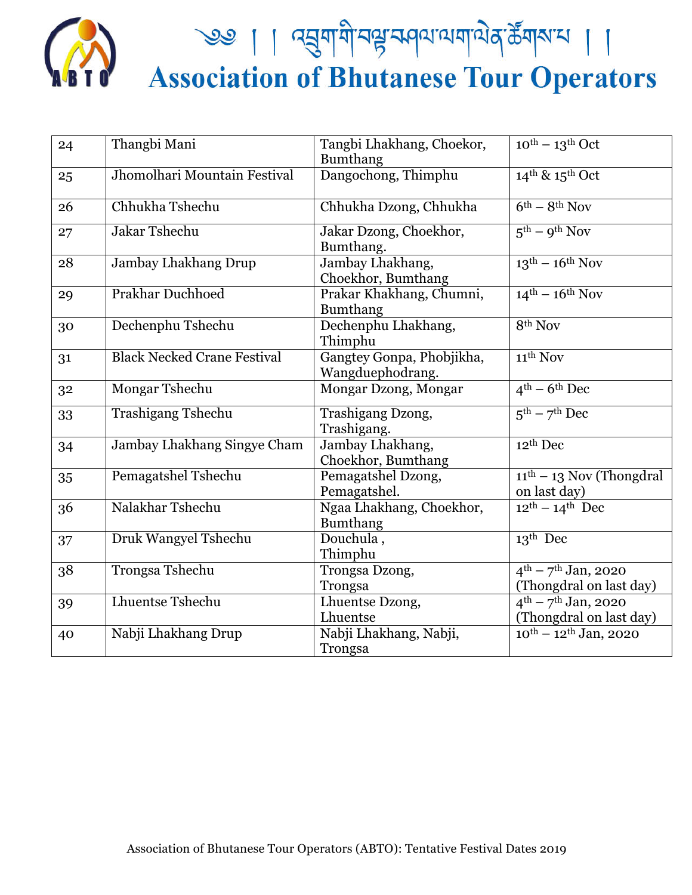| | | | |
|---|---|---|---|
| 24 | Thangbi Mani | Tangbi Lhakhang, Choekor, Bumthang | 10th – 13th Oct |
| 25 | Jhomolhari Mountain Festival | Dangochong, Thimphu | 14th & 15th Oct |
| 26 | Chhukha Tshechu | Chhukha Dzong, Chhukha | 6th – 8th Nov |
| 27 | Jakar Tshechu | Jakar Dzong, Choekhor, Bumthang. | 5th – 9th Nov |
| 28 | Jambay Lhakhang Drup | Jambay Lhakhang, Choekhor, Bumthang | 13th – 16th Nov |
| 29 | Prakhar Duchhoed | Prakar Khakhang, Chumni, Bumthang | 14th – 16th Nov |
| 30 | Dechenphu Tshechu | Dechenphu Lhakhang, Thimphu | 8th Nov |
| 31 | Black Necked Crane Festival | Gangtey Gonpa, Phobjikha, Wangduephodrang. | 11th Nov |
| 32 | Mongar Tshechu | Mongar Dzong, Mongar | 4th – 6th Dec |
| 33 | Trashigang Tshechu | Trashigang Dzong, Trashigang. | 5th – 7th Dec |
| 34 | Jambay Lhakhang Singye Cham | Jambay Lhakhang, Choekhor, Bumthang | 12th Dec |
| 35 | Pemagatshel Tshechu | Pemagatshel Dzong, Pemagatshel. | 11th – 13 Nov (Thongdral on last day) |
| 36 | Nalakhar Tshechu | Ngaa Lhakhang, Choekhor, Bumthang | 12th – 14th Dec |
| 37 | Druk Wangyel Tshechu | Douchula , Thimphu | 13th Dec |
| 38 | Trongsa Tshechu | Trongsa Dzong, Trongsa | 4th – 7th Jan, 2020 (Thongdral on last day) |
| 39 | Lhuentse Tshechu | Lhuentse Dzong, Lhuentse | 4th – 7th Jan, 2020 (Thongdral on last day) |
| 40 | Nabji Lhakhang Drup | Nabji Lhakhang, Nabji, Trongsa | 10th – 12th Jan, 2020 |